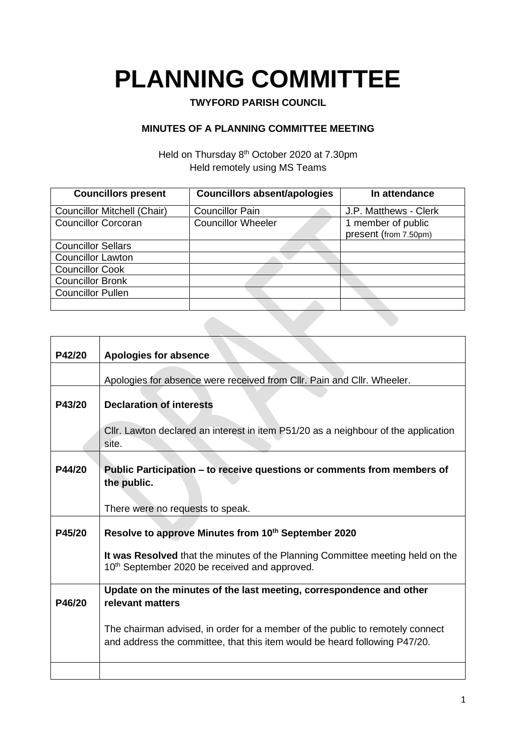# PLANNING COMMITTEE

**TWYFORD PARISH COUNCIL**

**MINUTES OF A PLANNING COMMITTEE MEETING**

Held on Thursday 8th October 2020 at 7.30pm
Held remotely using MS Teams

| Councillors present | Councillors absent/apologies | In attendance |
|---|---|---|
| Councillor Mitchell (Chair) | Councillor Pain | J.P. Matthews - Clerk |
| Councillor Corcoran | Councillor Wheeler | 1 member of public present (from 7.50pm) |
| Councillor Sellars | | |
| Councillor Lawton | | |
| Councillor Cook | | |
| Councillor Bronk | | |
| Councillor Pullen | | |
| | | |

| | |
|---|---|
| **P42/20** | **Apologies for absence** |
| | Apologies for absence were received from Cllr. Pain and Cllr. Wheeler. |
| **P43/20** | **Declaration of interests**<br><br>Cllr. Lawton declared an interest in item P51/20 as a neighbour of the application site. |
| **P44/20** | **Public Participation – to receive questions or comments from members of the public.**<br><br>There were no requests to speak. |
| **P45/20** | **Resolve to approve Minutes from 10th September 2020**<br><br>**It was Resolved** that the minutes of the Planning Committee meeting held on the 10th September 2020 be received and approved. |
| **P46/20** | **Update on the minutes of the last meeting, correspondence and other relevant matters**<br><br>The chairman advised, in order for a member of the public to remotely connect and address the committee, that this item would be heard following P47/20. |
| | |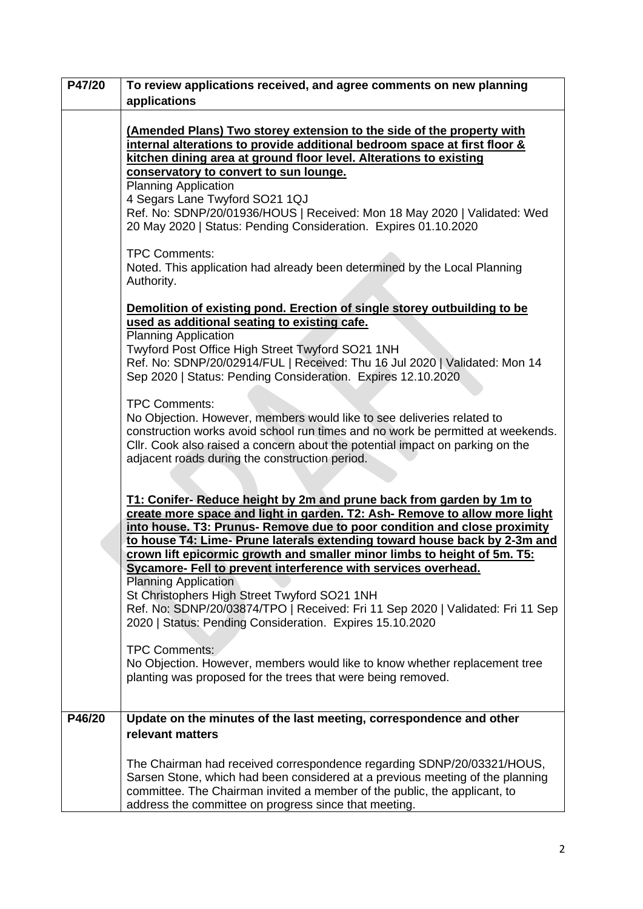| P47/20 | To review applications received, and agree comments on new planning applications |
| --- | --- |
| | **(Amended Plans) Two storey extension to the side of the property with internal alterations to provide additional bedroom space at first floor & kitchen dining area at ground floor level. Alterations to existing conservatory to convert to sun lounge.**<br>Planning Application<br>4 Segars Lane Twyford SO21 1QJ<br>Ref. No: SDNP/20/01936/HOUS \| Received: Mon 18 May 2020 \| Validated: Wed 20 May 2020 \| Status: Pending Consideration. Expires 01.10.2020<br><br>TPC Comments:<br>Noted. This application had already been determined by the Local Planning Authority.<br><br>**Demolition of existing pond. Erection of single storey outbuilding to be used as additional seating to existing cafe.**<br>Planning Application<br>Twyford Post Office High Street Twyford SO21 1NH<br>Ref. No: SDNP/20/02914/FUL \| Received: Thu 16 Jul 2020 \| Validated: Mon 14 Sep 2020 \| Status: Pending Consideration. Expires 12.10.2020<br><br>TPC Comments:<br>No Objection. However, members would like to see deliveries related to construction works avoid school run times and no work be permitted at weekends. Cllr. Cook also raised a concern about the potential impact on parking on the adjacent roads during the construction period.<br><br>**T1: Conifer- Reduce height by 2m and prune back from garden by 1m to create more space and light in garden. T2: Ash- Remove to allow more light into house. T3: Prunus- Remove due to poor condition and close proximity to house T4: Lime- Prune laterals extending toward house back by 2-3m and crown lift epicormic growth and smaller minor limbs to height of 5m. T5: Sycamore- Fell to prevent interference with services overhead.**<br>Planning Application<br>St Christophers High Street Twyford SO21 1NH<br>Ref. No: SDNP/20/03874/TPO \| Received: Fri 11 Sep 2020 \| Validated: Fri 11 Sep 2020 \| Status: Pending Consideration. Expires 15.10.2020<br><br>TPC Comments:<br>No Objection. However, members would like to know whether replacement tree planting was proposed for the trees that were being removed. |
| **P46/20** | **Update on the minutes of the last meeting, correspondence and other relevant matters** |
| | The Chairman had received correspondence regarding SDNP/20/03321/HOUS, Sarsen Stone, which had been considered at a previous meeting of the planning committee. The Chairman invited a member of the public, the applicant, to address the committee on progress since that meeting. |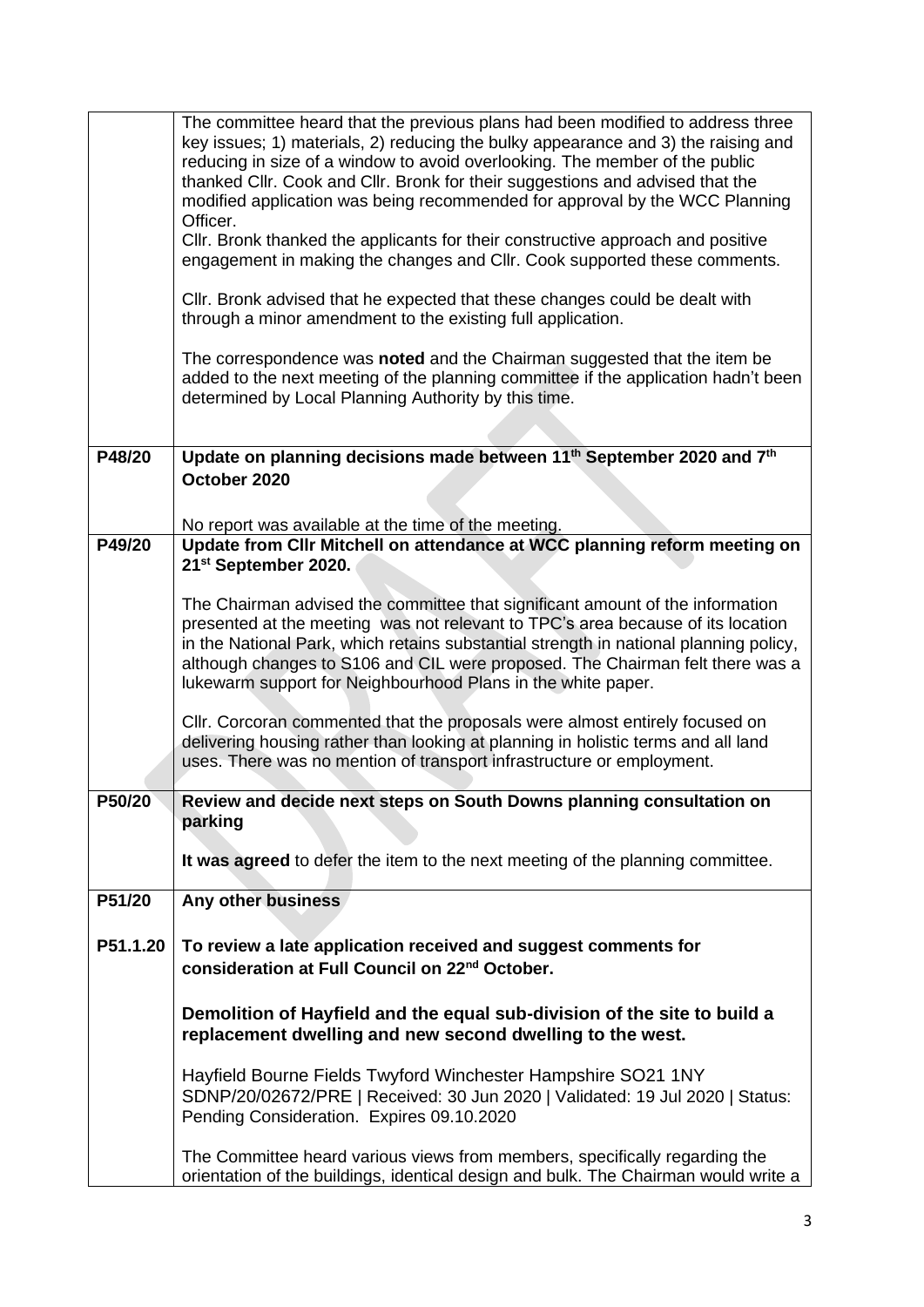| | |
|---|---|
| | The committee heard that the previous plans had been modified to address three key issues; 1) materials, 2) reducing the bulky appearance and 3) the raising and reducing in size of a window to avoid overlooking. The member of the public thanked Cllr. Cook and Cllr. Bronk for their suggestions and advised that the modified application was being recommended for approval by the WCC Planning Officer.<br>Cllr. Bronk thanked the applicants for their constructive approach and positive engagement in making the changes and Cllr. Cook supported these comments.<br><br>Cllr. Bronk advised that he expected that these changes could be dealt with through a minor amendment to the existing full application.<br><br>The correspondence was **noted** and the Chairman suggested that the item be added to the next meeting of the planning committee if the application hadn't been determined by Local Planning Authority by this time. |
| **P48/20** | **Update on planning decisions made between 11th September 2020 and 7th October 2020**<br><br>No report was available at the time of the meeting. |
| **P49/20** | **Update from Cllr Mitchell on attendance at WCC planning reform meeting on 21st September 2020.**<br><br>The Chairman advised the committee that significant amount of the information presented at the meeting was not relevant to TPC's area because of its location in the National Park, which retains substantial strength in national planning policy, although changes to S106 and CIL were proposed. The Chairman felt there was a lukewarm support for Neighbourhood Plans in the white paper.<br><br>Cllr. Corcoran commented that the proposals were almost entirely focused on delivering housing rather than looking at planning in holistic terms and all land uses. There was no mention of transport infrastructure or employment. |
| **P50/20** | **Review and decide next steps on South Downs planning consultation on parking**<br><br>**It was agreed** to defer the item to the next meeting of the planning committee. |
| **P51/20**<br><br>**P51.1.20** | **Any other business**<br><br>**To review a late application received and suggest comments for consideration at Full Council on 22nd October.**<br><br>**Demolition of Hayfield and the equal sub-division of the site to build a replacement dwelling and new second dwelling to the west.**<br><br>Hayfield Bourne Fields Twyford Winchester Hampshire SO21 1NY<br>SDNP/20/02672/PRE \| Received: 30 Jun 2020 \| Validated: 19 Jul 2020 \| Status: Pending Consideration. Expires 09.10.2020<br><br>The Committee heard various views from members, specifically regarding the orientation of the buildings, identical design and bulk. The Chairman would write a |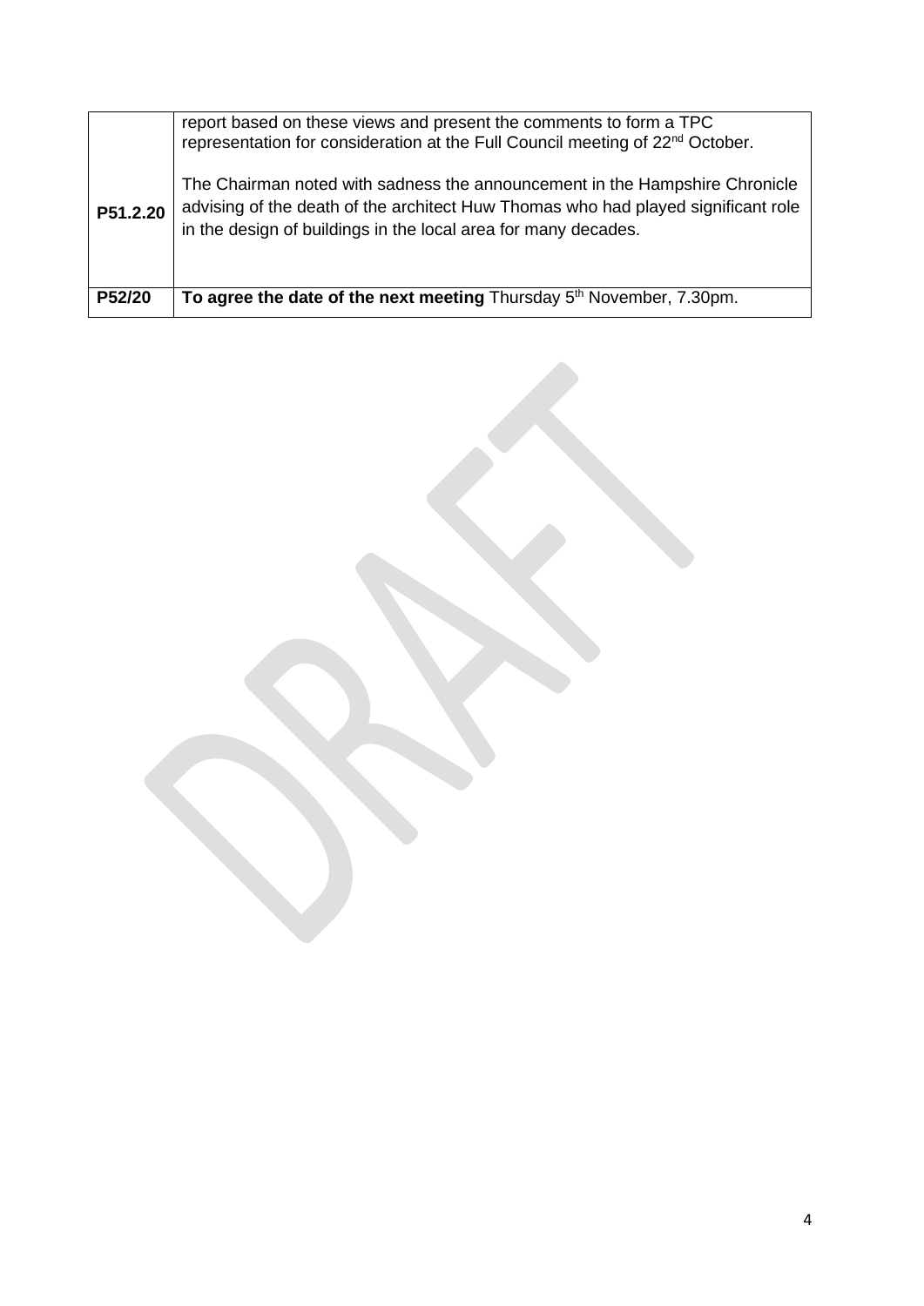| | |
|---|---|
| P51.2.20 | report based on these views and present the comments to form a TPC representation for consideration at the Full Council meeting of 22nd October.<br><br>The Chairman noted with sadness the announcement in the Hampshire Chronicle advising of the death of the architect Huw Thomas who had played significant role in the design of buildings in the local area for many decades. |
| **P52/20** | **To agree the date of the next meeting** Thursday 5th November, 7.30pm. |

DRAFT